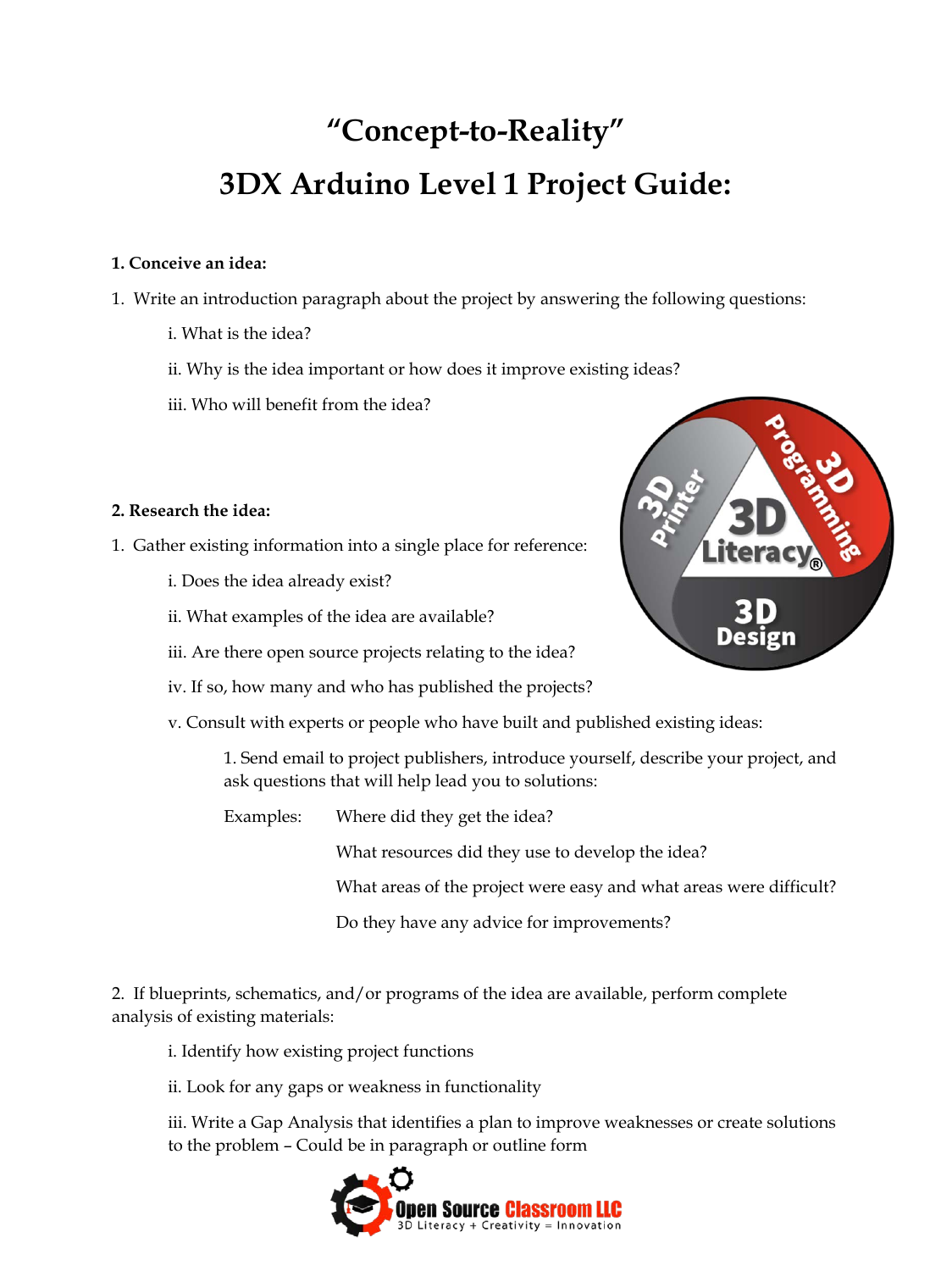# "Concept-to-Reality"

# 3DX Arduino Level 1 Project Guide:

**1. Conceive an idea:**

1. Write an introduction paragraph about the project by answering the following questions:

   i. What is the idea?

   ii. Why is the idea important or how does it improve existing ideas?

   iii. Who will benefit from the idea?

**2. Research the idea:**

1. Gather existing information into a single place for reference:

   i. Does the idea already exist?

   ii. What examples of the idea are available?

   iii. Are there open source projects relating to the idea?

   iv. If so, how many and who has published the projects?

   v. Consult with experts or people who have built and published existing ideas:

      1. Send email to project publishers, introduce yourself, describe your project, and ask questions that will help lead you to solutions:

      Examples: Where did they get the idea?

      What resources did they use to develop the idea?

      What areas of the project were easy and what areas were difficult?

      Do they have any advice for improvements?

2. If blueprints, schematics, and/or programs of the idea are available, perform complete analysis of existing materials:

   i. Identify how existing project functions

   ii. Look for any gaps or weakness in functionality

   iii. Write a Gap Analysis that identifies a plan to improve weaknesses or create solutions to the problem – Could be in paragraph or outline form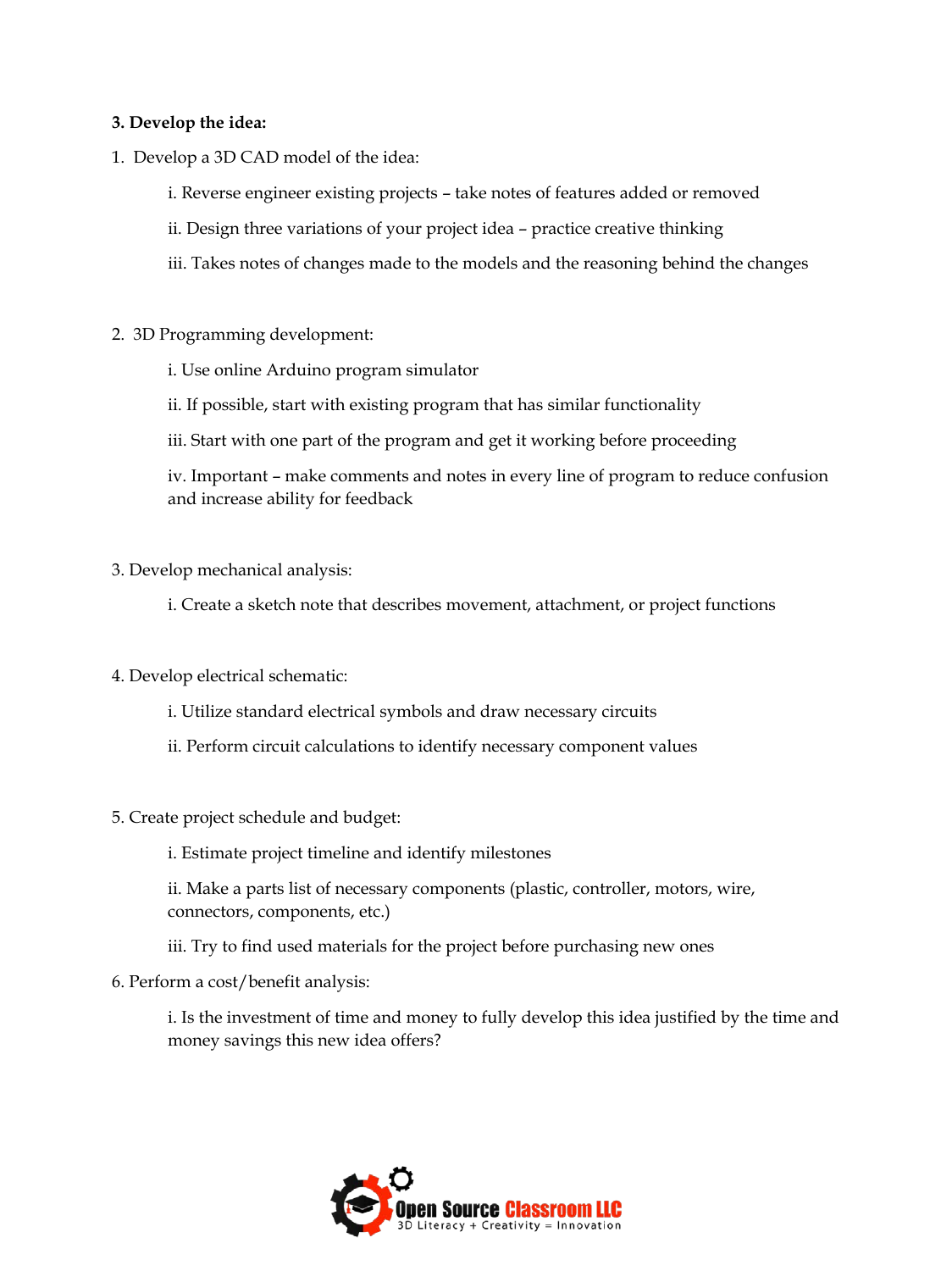**3. Develop the idea:**

1. Develop a 3D CAD model of the idea:

    i. Reverse engineer existing projects – take notes of features added or removed

    ii. Design three variations of your project idea – practice creative thinking

    iii. Takes notes of changes made to the models and the reasoning behind the changes

2. 3D Programming development:

    i. Use online Arduino program simulator

    ii. If possible, start with existing program that has similar functionality

    iii. Start with one part of the program and get it working before proceeding

    iv. Important – make comments and notes in every line of program to reduce confusion and increase ability for feedback

3. Develop mechanical analysis:

    i. Create a sketch note that describes movement, attachment, or project functions

4. Develop electrical schematic:

    i. Utilize standard electrical symbols and draw necessary circuits

    ii. Perform circuit calculations to identify necessary component values

5. Create project schedule and budget:

    i. Estimate project timeline and identify milestones

    ii. Make a parts list of necessary components (plastic, controller, motors, wire, connectors, components, etc.)

    iii. Try to find used materials for the project before purchasing new ones

6. Perform a cost/benefit analysis:

    i. Is the investment of time and money to fully develop this idea justified by the time and money savings this new idea offers?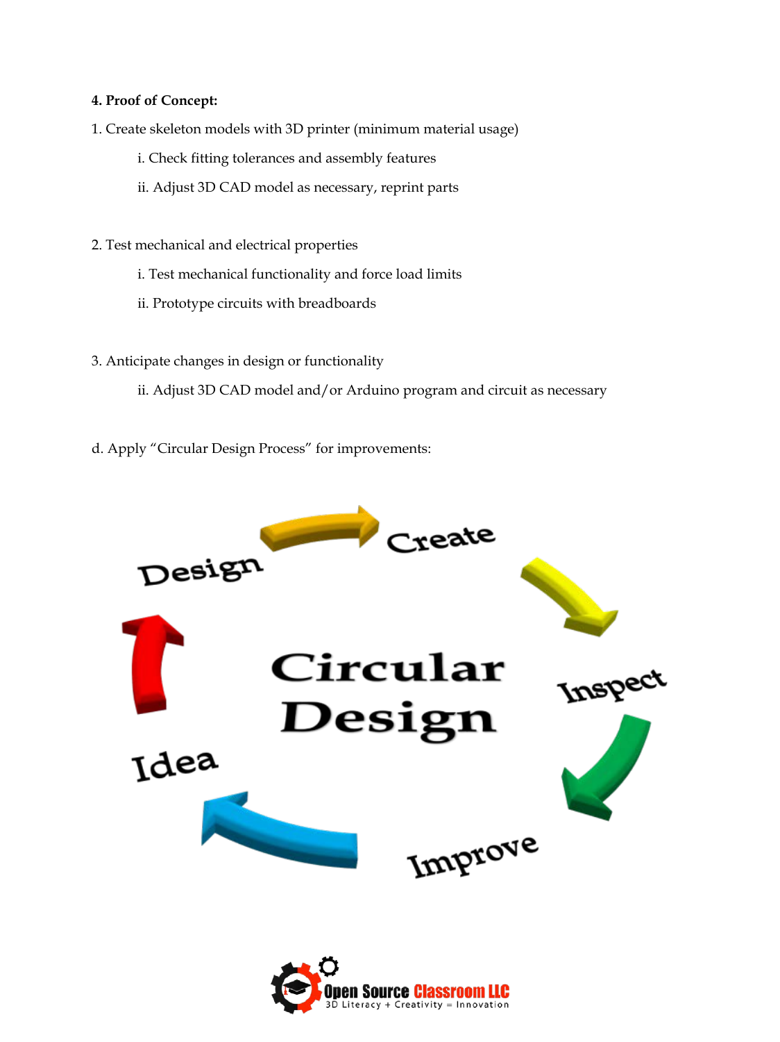**4. Proof of Concept:**

1. Create skeleton models with 3D printer (minimum material usage)

    i. Check fitting tolerances and assembly features

    ii. Adjust 3D CAD model as necessary, reprint parts

2. Test mechanical and electrical properties

    i. Test mechanical functionality and force load limits

    ii. Prototype circuits with breadboards

3. Anticipate changes in design or functionality

    ii. Adjust 3D CAD model and/or Arduino program and circuit as necessary

d. Apply "Circular Design Process" for improvements: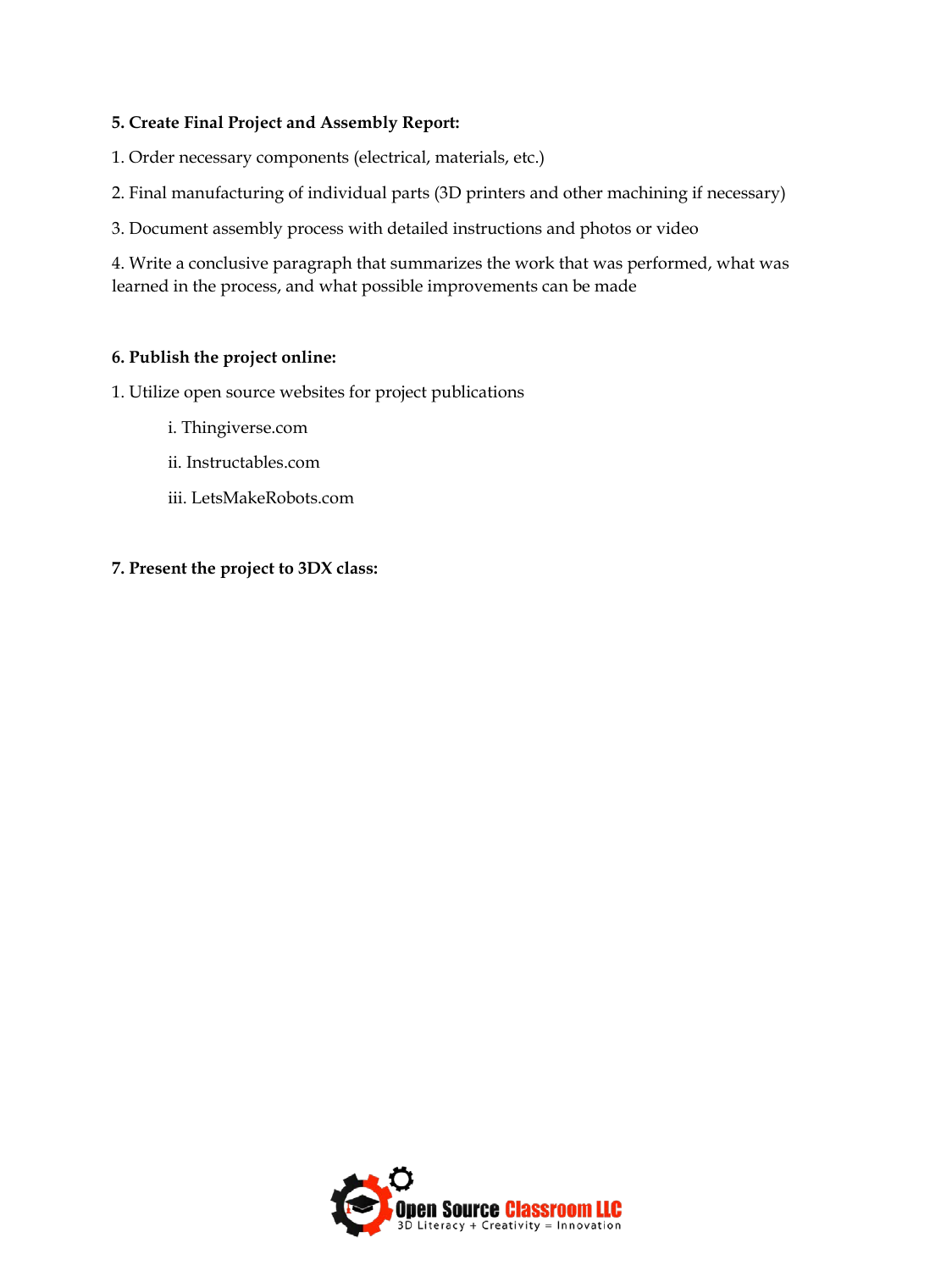**5. Create Final Project and Assembly Report:**

1. Order necessary components (electrical, materials, etc.)

2. Final manufacturing of individual parts (3D printers and other machining if necessary)

3. Document assembly process with detailed instructions and photos or video

4. Write a conclusive paragraph that summarizes the work that was performed, what was learned in the process, and what possible improvements can be made

**6. Publish the project online:**

1. Utilize open source websites for project publications

   i. Thingiverse.com

   ii. Instructables.com

   iii. LetsMakeRobots.com

**7. Present the project to 3DX class:**